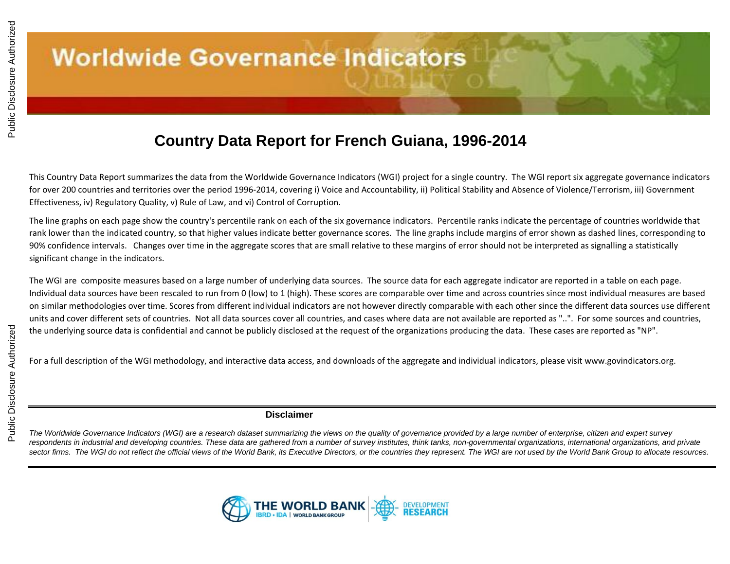# Worldwide Governance Indicators

## Country Data Report for French Guiana, 1996-2014

This Country Data Report summarizes the data from the Worldwide Governance Indicators (WGI) project for a single country. The WGI report six aggregate governance indicators for over 200 countries and territories over the period 1996-2014, covering i) Voice and Accountability, ii) Political Stability and Absence of Violence/Terrorism, iii) Government Effectiveness, iv) Regulatory Quality, v) Rule of Law, and vi) Control of Corruption.

The line graphs on each page show the country's percentile rank on each of the six governance indicators. Percentile ranks indicate the percentage of countries worldwide that rank lower than the indicated country, so that higher values indicate better governance scores. The line graphs include margins of error shown as dashed lines, corresponding to 90% confidence intervals. Changes over time in the aggregate scores that are small relative to these margins of error should not be interpreted as signalling a statistically significant change in the indicators.

The WGI are composite measures based on a large number of underlying data sources. The source data for each aggregate indicator are reported in a table on each page. Individual data sources have been rescaled to run from 0 (low) to 1 (high). These scores are comparable over time and across countries since most individual measures are based on similar methodologies over time. Scores from different individual indicators are not however directly comparable with each other since the different data sources use different units and cover different sets of countries. Not all data sources cover all countries, and cases where data are not available are reported as "..". For some sources and countries, the underlying source data is confidential and cannot be publicly disclosed at the request of the organizations producing the data. These cases are reported as "NP".

For a full description of the WGI methodology, and interactive data access, and downloads of the aggregate and individual indicators, please visit www.govindicators.org.

---

**Disclaimer**

*The Worldwide Governance Indicators (WGI) are a research dataset summarizing the views on the quality of governance provided by a large number of enterprise, citizen and expert survey respondents in industrial and developing countries. These data are gathered from a number of survey institutes, think tanks, non-governmental organizations, international organizations, and private sector firms. The WGI do not reflect the official views of the World Bank, its Executive Directors, or the countries they represent. The WGI are not used by the World Bank Group to allocate resources.*

---

THE WORLD BANK | IBRD • IDA | WORLD BANK GROUP — DEVELOPMENT RESEARCH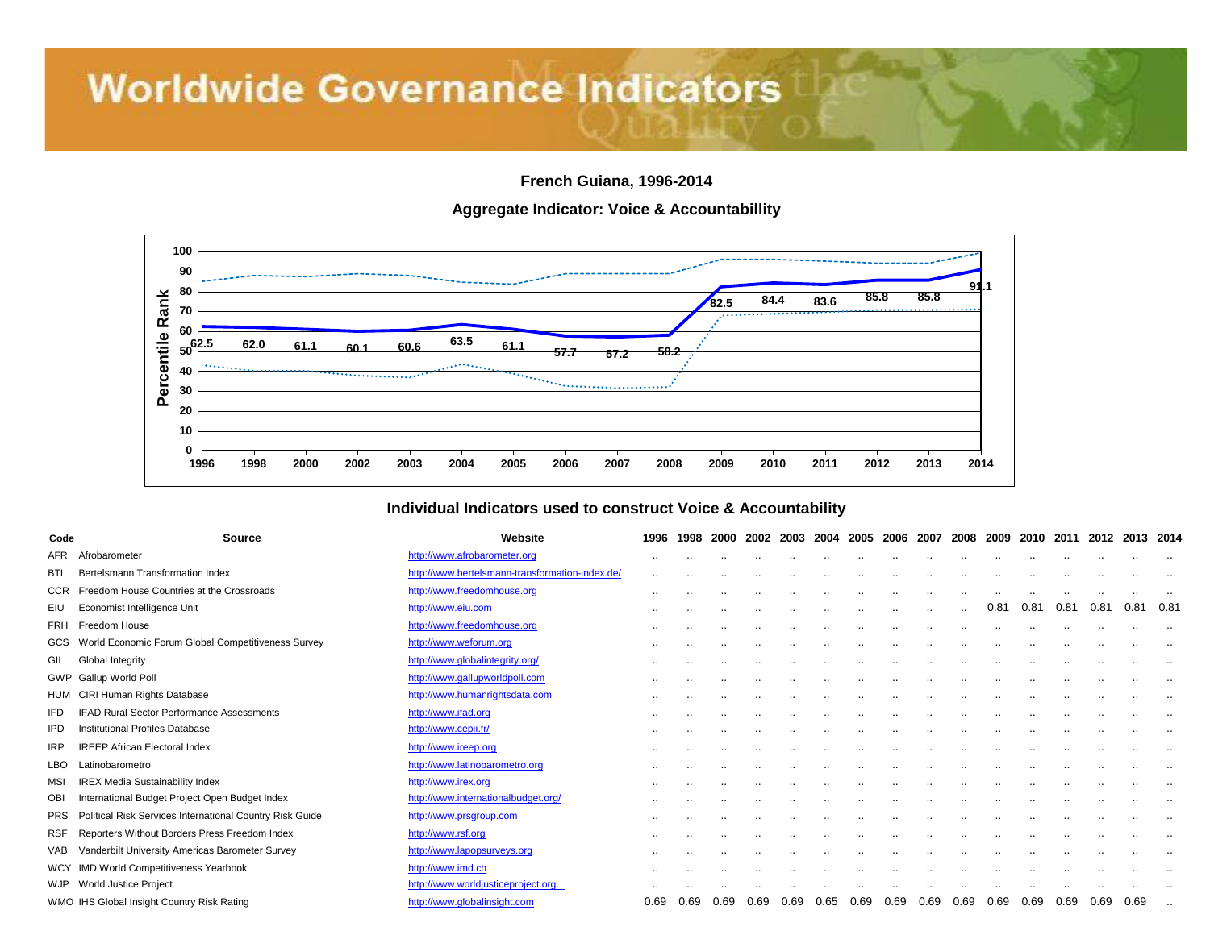# Worldwide Governance Indicators

**French Guiana, 1996-2014**

**Aggregate Indicator: Voice & Accountabillity**

| Year | 1996 | 1998 | 2000 | 2002 | 2003 | 2004 | 2005 | 2006 | 2007 | 2008 | 2009 | 2010 | 2011 | 2012 | 2013 | 2014 |
|---|---|---|---|---|---|---|---|---|---|---|---|---|---|---|---|---|
| Percentile Rank | 62.5 | 62.0 | 61.1 | 60.1 | 60.6 | 63.5 | 61.1 | 57.7 | 57.2 | 58.2 | 82.5 | 84.4 | 83.6 | 85.8 | 85.8 | 91.1 |

## Individual Indicators used to construct Voice & Accountability

| Code | Source | Website | 1996 | 1998 | 2000 | 2002 | 2003 | 2004 | 2005 | 2006 | 2007 | 2008 | 2009 | 2010 | 2011 | 2012 | 2013 | 2014 |
|---|---|---|---|---|---|---|---|---|---|---|---|---|---|---|---|---|---|---|
| AFR | Afrobarometer | http://www.afrobarometer.org | .. | .. | .. | .. | .. | .. | .. | .. | .. | .. | .. | .. | .. | .. | .. | .. |
| BTI | Bertelsmann Transformation Index | http://www.bertelsmann-transformation-index.de/ | .. | .. | .. | .. | .. | .. | .. | .. | .. | .. | .. | .. | .. | .. | .. | .. |
| CCR | Freedom House Countries at the Crossroads | http://www.freedomhouse.org | .. | .. | .. | .. | .. | .. | .. | .. | .. | .. | .. | .. | .. | .. | .. | .. |
| EIU | Economist Intelligence Unit | http://www.eiu.com | .. | .. | .. | .. | .. | .. | .. | .. | .. | .. | 0.81 | 0.81 | 0.81 | 0.81 | 0.81 | 0.81 |
| FRH | Freedom House | http://www.freedomhouse.org | .. | .. | .. | .. | .. | .. | .. | .. | .. | .. | .. | .. | .. | .. | .. | .. |
| GCS | World Economic Forum Global Competitiveness Survey | http://www.weforum.org | .. | .. | .. | .. | .. | .. | .. | .. | .. | .. | .. | .. | .. | .. | .. | .. |
| GII | Global Integrity | http://www.globalintegrity.org/ | .. | .. | .. | .. | .. | .. | .. | .. | .. | .. | .. | .. | .. | .. | .. | .. |
| GWP | Gallup World Poll | http://www.gallupworldpoll.com | .. | .. | .. | .. | .. | .. | .. | .. | .. | .. | .. | .. | .. | .. | .. | .. |
| HUM | CIRI Human Rights Database | http://www.humanrightsdata.com | .. | .. | .. | .. | .. | .. | .. | .. | .. | .. | .. | .. | .. | .. | .. | .. |
| IFD | IFAD Rural Sector Performance Assessments | http://www.ifad.org | .. | .. | .. | .. | .. | .. | .. | .. | .. | .. | .. | .. | .. | .. | .. | .. |
| IPD | Institutional Profiles Database | http://www.cepii.fr/ | .. | .. | .. | .. | .. | .. | .. | .. | .. | .. | .. | .. | .. | .. | .. | .. |
| IRP | IREEP African Electoral Index | http://www.ireep.org | .. | .. | .. | .. | .. | .. | .. | .. | .. | .. | .. | .. | .. | .. | .. | .. |
| LBO | Latinobarometro | http://www.latinobarometro.org | .. | .. | .. | .. | .. | .. | .. | .. | .. | .. | .. | .. | .. | .. | .. | .. |
| MSI | IREX Media Sustainability Index | http://www.irex.org | .. | .. | .. | .. | .. | .. | .. | .. | .. | .. | .. | .. | .. | .. | .. | .. |
| OBI | International Budget Project Open Budget Index | http://www.internationalbudget.org/ | .. | .. | .. | .. | .. | .. | .. | .. | .. | .. | .. | .. | .. | .. | .. | .. |
| PRS | Political Risk Services International Country Risk Guide | http://www.prsgroup.com | .. | .. | .. | .. | .. | .. | .. | .. | .. | .. | .. | .. | .. | .. | .. | .. |
| RSF | Reporters Without Borders Press Freedom Index | http://www.rsf.org | .. | .. | .. | .. | .. | .. | .. | .. | .. | .. | .. | .. | .. | .. | .. | .. |
| VAB | Vanderbilt University Americas Barometer Survey | http://www.lapopsurveys.org | .. | .. | .. | .. | .. | .. | .. | .. | .. | .. | .. | .. | .. | .. | .. | .. |
| WCY | IMD World Competitiveness Yearbook | http://www.imd.ch | .. | .. | .. | .. | .. | .. | .. | .. | .. | .. | .. | .. | .. | .. | .. | .. |
| WJP | World Justice Project | http://www.worldjusticeproject.org. | .. | .. | .. | .. | .. | .. | .. | .. | .. | .. | .. | .. | .. | .. | .. | .. |
| WMO | IHS Global Insight Country Risk Rating | http://www.globalinsight.com | 0.69 | 0.69 | 0.69 | 0.69 | 0.69 | 0.65 | 0.69 | 0.69 | 0.69 | 0.69 | 0.69 | 0.69 | 0.69 | 0.69 | 0.69 | .. |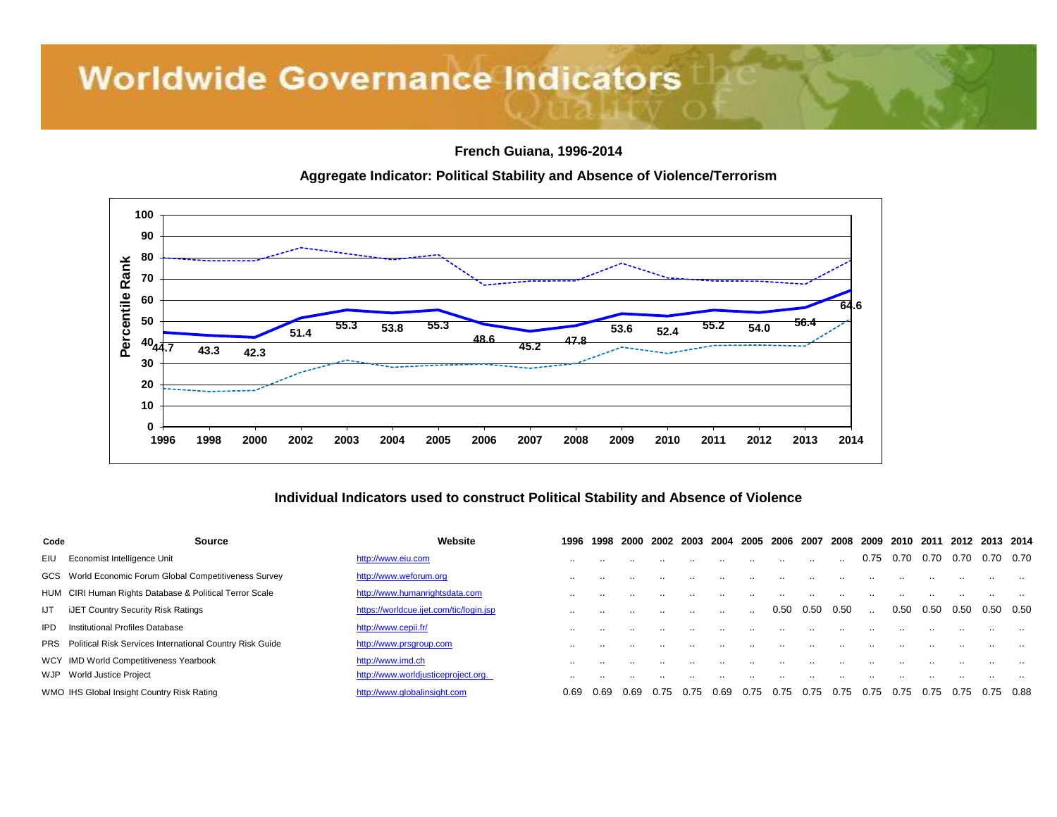# Worldwide Governance Indicators

**French Guiana, 1996-2014**

**Aggregate Indicator: Political Stability and Absence of Violence/Terrorism**

| Year | 1996 | 1998 | 2000 | 2002 | 2003 | 2004 | 2005 | 2006 | 2007 | 2008 | 2009 | 2010 | 2011 | 2012 | 2013 | 2014 |
|---|---|---|---|---|---|---|---|---|---|---|---|---|---|---|---|---|
| Percentile Rank | 44.7 | 43.3 | 42.3 | 51.4 | 55.3 | 53.8 | 55.3 | 48.6 | 45.2 | 47.8 | 53.6 | 52.4 | 55.2 | 54.0 | 56.4 | 64.6 |

## Individual Indicators used to construct Political Stability and Absence of Violence

| Code | Source | Website | 1996 | 1998 | 2000 | 2002 | 2003 | 2004 | 2005 | 2006 | 2007 | 2008 | 2009 | 2010 | 2011 | 2012 | 2013 | 2014 |
|---|---|---|---|---|---|---|---|---|---|---|---|---|---|---|---|---|---|---|
| EIU | Economist Intelligence Unit | http://www.eiu.com | .. | .. | .. | .. | .. | .. | .. | .. | .. | .. | 0.75 | 0.70 | 0.70 | 0.70 | 0.70 | 0.70 |
| GCS | World Economic Forum Global Competitiveness Survey | http://www.weforum.org | .. | .. | .. | .. | .. | .. | .. | .. | .. | .. | .. | .. | .. | .. | .. | .. |
| HUM | CIRI Human Rights Database & Political Terror Scale | http://www.humanrightsdata.com | .. | .. | .. | .. | .. | .. | .. | .. | .. | .. | .. | .. | .. | .. | .. | .. |
| IJT | iJET Country Security Risk Ratings | https://worldcue.ijet.com/tic/login.jsp | .. | .. | .. | .. | .. | .. | .. | 0.50 | 0.50 | 0.50 | .. | 0.50 | 0.50 | 0.50 | 0.50 | 0.50 |
| IPD | Institutional Profiles Database | http://www.cepii.fr/ | .. | .. | .. | .. | .. | .. | .. | .. | .. | .. | .. | .. | .. | .. | .. | .. |
| PRS | Political Risk Services International Country Risk Guide | http://www.prsgroup.com | .. | .. | .. | .. | .. | .. | .. | .. | .. | .. | .. | .. | .. | .. | .. | .. |
| WCY | IMD World Competitiveness Yearbook | http://www.imd.ch | .. | .. | .. | .. | .. | .. | .. | .. | .. | .. | .. | .. | .. | .. | .. | .. |
| WJP | World Justice Project | http://www.worldjusticeproject.org. | .. | .. | .. | .. | .. | .. | .. | .. | .. | .. | .. | .. | .. | .. | .. | .. |
| WMO | IHS Global Insight Country Risk Rating | http://www.globalinsight.com | 0.69 | 0.69 | 0.69 | 0.75 | 0.75 | 0.69 | 0.75 | 0.75 | 0.75 | 0.75 | 0.75 | 0.75 | 0.75 | 0.75 | 0.75 | 0.88 |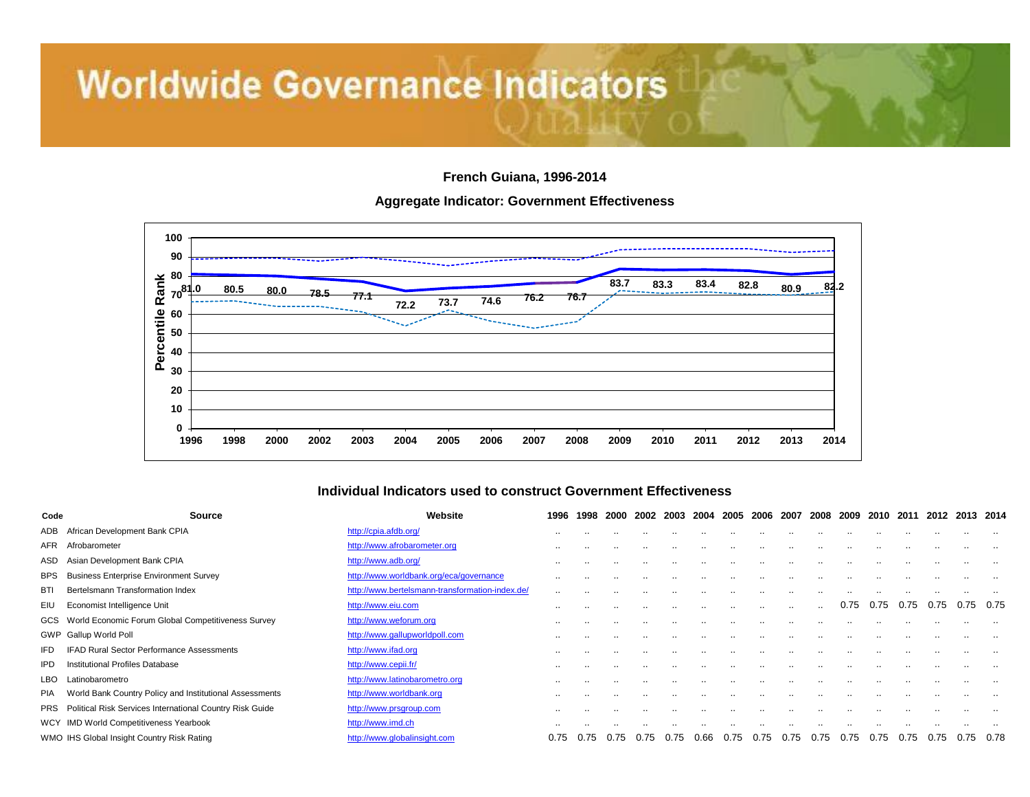# Worldwide Governance Indicators

## French Guiana, 1996-2014

### Aggregate Indicator: Government Effectiveness

| Year | 1996 | 1998 | 2000 | 2002 | 2003 | 2004 | 2005 | 2006 | 2007 | 2008 | 2009 | 2010 | 2011 | 2012 | 2013 | 2014 |
|---|---|---|---|---|---|---|---|---|---|---|---|---|---|---|---|---|
| Percentile Rank | 81.0 | 80.5 | 80.0 | 78.5 | 77.1 | 72.2 | 73.7 | 74.6 | 76.2 | 76.7 | 83.7 | 83.3 | 83.4 | 82.8 | 80.9 | 82.2 |

### Individual Indicators used to construct Government Effectiveness

| Code | Source | Website | 1996 | 1998 | 2000 | 2002 | 2003 | 2004 | 2005 | 2006 | 2007 | 2008 | 2009 | 2010 | 2011 | 2012 | 2013 | 2014 |
|---|---|---|---|---|---|---|---|---|---|---|---|---|---|---|---|---|---|---|
| ADB | African Development Bank CPIA | http://cpia.afdb.org/ | .. | .. | .. | .. | .. | .. | .. | .. | .. | .. | .. | .. | .. | .. | .. | .. |
| AFR | Afrobarometer | http://www.afrobarometer.org | .. | .. | .. | .. | .. | .. | .. | .. | .. | .. | .. | .. | .. | .. | .. | .. |
| ASD | Asian Development Bank CPIA | http://www.adb.org/ | .. | .. | .. | .. | .. | .. | .. | .. | .. | .. | .. | .. | .. | .. | .. | .. |
| BPS | Business Enterprise Environment Survey | http://www.worldbank.org/eca/governance | .. | .. | .. | .. | .. | .. | .. | .. | .. | .. | .. | .. | .. | .. | .. | .. |
| BTI | Bertelsmann Transformation Index | http://www.bertelsmann-transformation-index.de/ | .. | .. | .. | .. | .. | .. | .. | .. | .. | .. | .. | .. | .. | .. | .. | .. |
| EIU | Economist Intelligence Unit | http://www.eiu.com | .. | .. | .. | .. | .. | .. | .. | .. | .. | .. | 0.75 | 0.75 | 0.75 | 0.75 | 0.75 | 0.75 |
| GCS | World Economic Forum Global Competitiveness Survey | http://www.weforum.org | .. | .. | .. | .. | .. | .. | .. | .. | .. | .. | .. | .. | .. | .. | .. | .. |
| GWP | Gallup World Poll | http://www.gallupworldpoll.com | .. | .. | .. | .. | .. | .. | .. | .. | .. | .. | .. | .. | .. | .. | .. | .. |
| IFD | IFAD Rural Sector Performance Assessments | http://www.ifad.org | .. | .. | .. | .. | .. | .. | .. | .. | .. | .. | .. | .. | .. | .. | .. | .. |
| IPD | Institutional Profiles Database | http://www.cepii.fr/ | .. | .. | .. | .. | .. | .. | .. | .. | .. | .. | .. | .. | .. | .. | .. | .. |
| LBO | Latinobarometro | http://www.latinobarometro.org | .. | .. | .. | .. | .. | .. | .. | .. | .. | .. | .. | .. | .. | .. | .. | .. |
| PIA | World Bank Country Policy and Institutional Assessments | http://www.worldbank.org | .. | .. | .. | .. | .. | .. | .. | .. | .. | .. | .. | .. | .. | .. | .. | .. |
| PRS | Political Risk Services International Country Risk Guide | http://www.prsgroup.com | .. | .. | .. | .. | .. | .. | .. | .. | .. | .. | .. | .. | .. | .. | .. | .. |
| WCY | IMD World Competitiveness Yearbook | http://www.imd.ch | .. | .. | .. | .. | .. | .. | .. | .. | .. | .. | .. | .. | .. | .. | .. | .. |
| WMO | IHS Global Insight Country Risk Rating | http://www.globalinsight.com | 0.75 | 0.75 | 0.75 | 0.75 | 0.75 | 0.66 | 0.75 | 0.75 | 0.75 | 0.75 | 0.75 | 0.75 | 0.75 | 0.75 | 0.75 | 0.78 |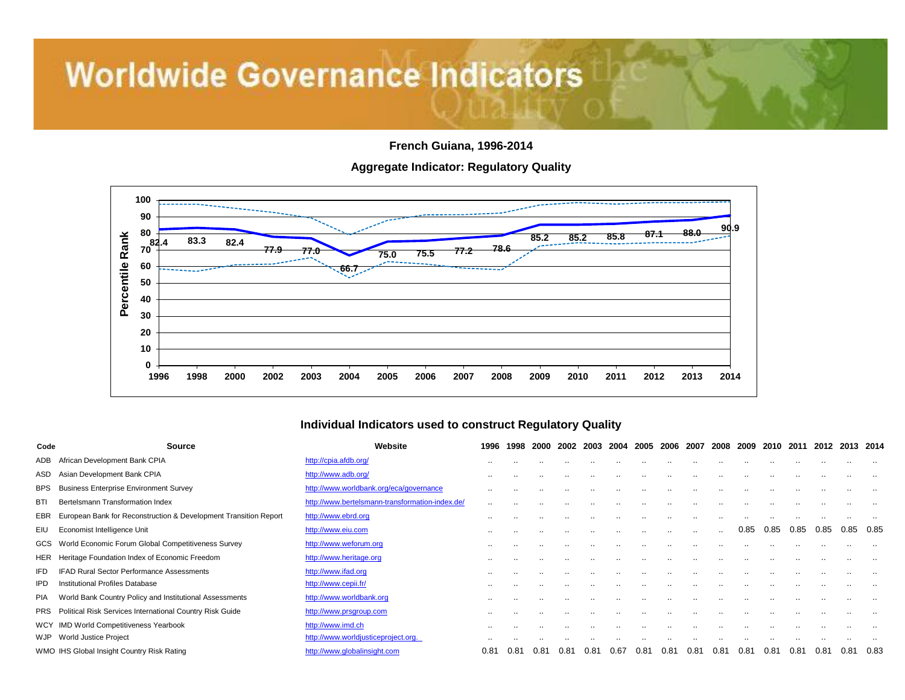# Worldwide Governance Indicators

**French Guiana, 1996-2014**

**Aggregate Indicator: Regulatory Quality**

| Year | 1996 | 1998 | 2000 | 2002 | 2003 | 2004 | 2005 | 2006 | 2007 | 2008 | 2009 | 2010 | 2011 | 2012 | 2013 | 2014 |
|---|---|---|---|---|---|---|---|---|---|---|---|---|---|---|---|---|
| Percentile Rank | 82.4 | 83.3 | 82.4 | 77.9 | 77.0 | 66.7 | 75.0 | 75.5 | 77.2 | 78.6 | 85.2 | 85.2 | 85.8 | 87.1 | 88.0 | 90.9 |

## Individual Indicators used to construct Regulatory Quality

| Code | Source | Website | 1996 | 1998 | 2000 | 2002 | 2003 | 2004 | 2005 | 2006 | 2007 | 2008 | 2009 | 2010 | 2011 | 2012 | 2013 | 2014 |
|---|---|---|---|---|---|---|---|---|---|---|---|---|---|---|---|---|---|---|
| ADB | African Development Bank CPIA | http://cpia.afdb.org/ | .. | .. | .. | .. | .. | .. | .. | .. | .. | .. | .. | .. | .. | .. | .. | .. |
| ASD | Asian Development Bank CPIA | http://www.adb.org/ | .. | .. | .. | .. | .. | .. | .. | .. | .. | .. | .. | .. | .. | .. | .. | .. |
| BPS | Business Enterprise Environment Survey | http://www.worldbank.org/eca/governance | .. | .. | .. | .. | .. | .. | .. | .. | .. | .. | .. | .. | .. | .. | .. | .. |
| BTI | Bertelsmann Transformation Index | http://www.bertelsmann-transformation-index.de/ | .. | .. | .. | .. | .. | .. | .. | .. | .. | .. | .. | .. | .. | .. | .. | .. |
| EBR | European Bank for Reconstruction & Development Transition Report | http://www.ebrd.org | .. | .. | .. | .. | .. | .. | .. | .. | .. | .. | .. | .. | .. | .. | .. | .. |
| EIU | Economist Intelligence Unit | http://www.eiu.com | .. | .. | .. | .. | .. | .. | .. | .. | .. | .. | 0.85 | 0.85 | 0.85 | 0.85 | 0.85 | 0.85 |
| GCS | World Economic Forum Global Competitiveness Survey | http://www.weforum.org | .. | .. | .. | .. | .. | .. | .. | .. | .. | .. | .. | .. | .. | .. | .. | .. |
| HER | Heritage Foundation Index of Economic Freedom | http://www.heritage.org | .. | .. | .. | .. | .. | .. | .. | .. | .. | .. | .. | .. | .. | .. | .. | .. |
| IFD | IFAD Rural Sector Performance Assessments | http://www.ifad.org | .. | .. | .. | .. | .. | .. | .. | .. | .. | .. | .. | .. | .. | .. | .. | .. |
| IPD | Institutional Profiles Database | http://www.cepii.fr/ | .. | .. | .. | .. | .. | .. | .. | .. | .. | .. | .. | .. | .. | .. | .. | .. |
| PIA | World Bank Country Policy and Institutional Assessments | http://www.worldbank.org | .. | .. | .. | .. | .. | .. | .. | .. | .. | .. | .. | .. | .. | .. | .. | .. |
| PRS | Political Risk Services International Country Risk Guide | http://www.prsgroup.com | .. | .. | .. | .. | .. | .. | .. | .. | .. | .. | .. | .. | .. | .. | .. | .. |
| WCY | IMD World Competitiveness Yearbook | http://www.imd.ch | .. | .. | .. | .. | .. | .. | .. | .. | .. | .. | .. | .. | .. | .. | .. | .. |
| WJP | World Justice Project | http://www.worldjusticeproject.org. | .. | .. | .. | .. | .. | .. | .. | .. | .. | .. | .. | .. | .. | .. | .. | .. |
| WMO | IHS Global Insight Country Risk Rating | http://www.globalinsight.com | 0.81 | 0.81 | 0.81 | 0.81 | 0.81 | 0.67 | 0.81 | 0.81 | 0.81 | 0.81 | 0.81 | 0.81 | 0.81 | 0.81 | 0.81 | 0.83 |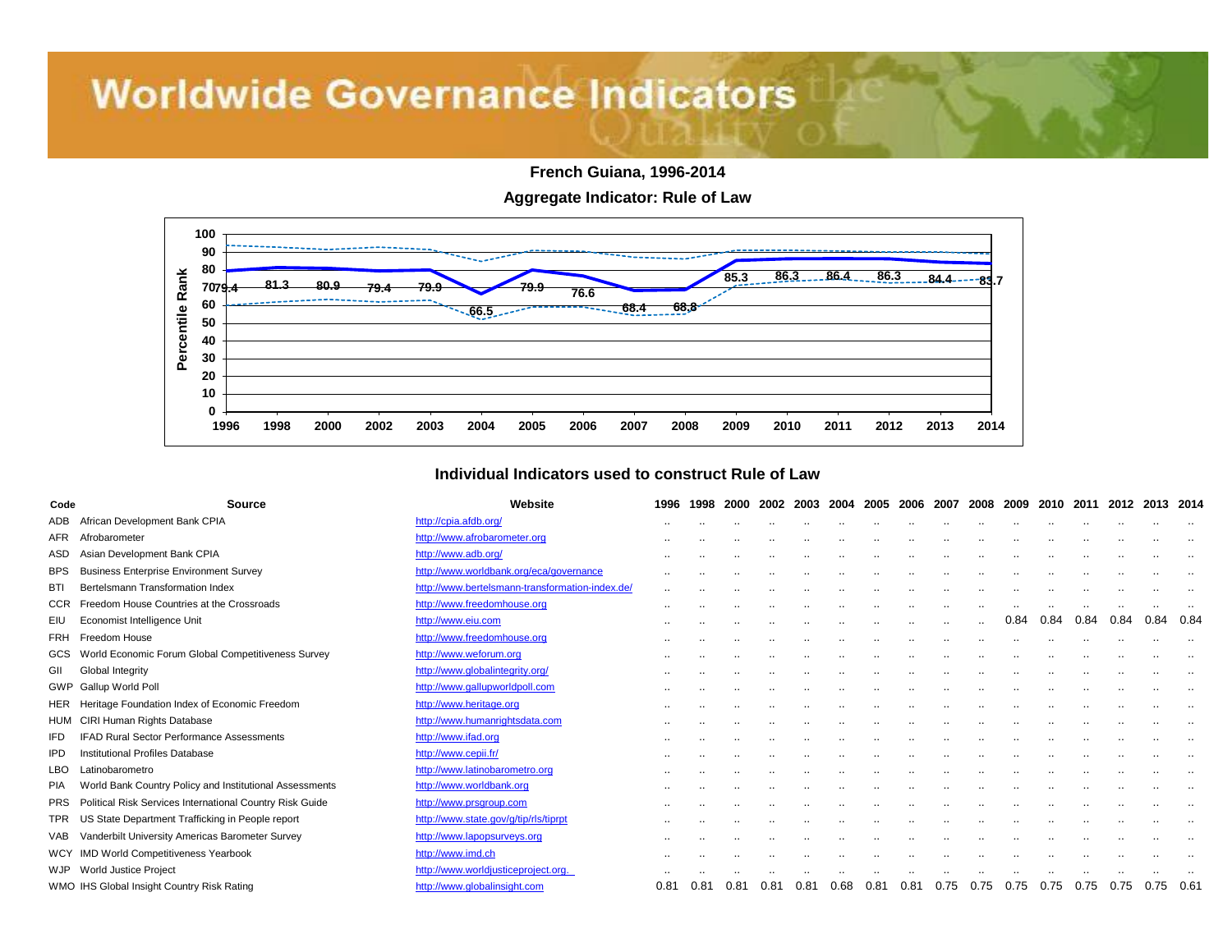# Worldwide Governance Indicators

**French Guiana, 1996-2014**

**Aggregate Indicator: Rule of Law**

| Year | 1996 | 1998 | 2000 | 2002 | 2003 | 2004 | 2005 | 2006 | 2007 | 2008 | 2009 | 2010 | 2011 | 2012 | 2013 | 2014 |
|---|---|---|---|---|---|---|---|---|---|---|---|---|---|---|---|---|
| Percentile Rank | 79.4 | 81.3 | 80.9 | 79.4 | 79.9 | 66.5 | 79.9 | 76.6 | 68.4 | 68.8 | 85.3 | 86.3 | 86.4 | 86.3 | 84.4 | 83.7 |

## Individual Indicators used to construct Rule of Law

| Code | Source | Website | 1996 | 1998 | 2000 | 2002 | 2003 | 2004 | 2005 | 2006 | 2007 | 2008 | 2009 | 2010 | 2011 | 2012 | 2013 | 2014 |
|---|---|---|---|---|---|---|---|---|---|---|---|---|---|---|---|---|---|---|
| ADB | African Development Bank CPIA | http://cpia.afdb.org/ | .. | .. | .. | .. | .. | .. | .. | .. | .. | .. | .. | .. | .. | .. | .. | .. |
| AFR | Afrobarometer | http://www.afrobarometer.org | .. | .. | .. | .. | .. | .. | .. | .. | .. | .. | .. | .. | .. | .. | .. | .. |
| ASD | Asian Development Bank CPIA | http://www.adb.org/ | .. | .. | .. | .. | .. | .. | .. | .. | .. | .. | .. | .. | .. | .. | .. | .. |
| BPS | Business Enterprise Environment Survey | http://www.worldbank.org/eca/governance | .. | .. | .. | .. | .. | .. | .. | .. | .. | .. | .. | .. | .. | .. | .. | .. |
| BTI | Bertelsmann Transformation Index | http://www.bertelsmann-transformation-index.de/ | .. | .. | .. | .. | .. | .. | .. | .. | .. | .. | .. | .. | .. | .. | .. | .. |
| CCR | Freedom House Countries at the Crossroads | http://www.freedomhouse.org | .. | .. | .. | .. | .. | .. | .. | .. | .. | .. | .. | .. | .. | .. | .. | .. |
| EIU | Economist Intelligence Unit | http://www.eiu.com | .. | .. | .. | .. | .. | .. | .. | .. | .. | .. | 0.84 | 0.84 | 0.84 | 0.84 | 0.84 | 0.84 |
| FRH | Freedom House | http://www.freedomhouse.org | .. | .. | .. | .. | .. | .. | .. | .. | .. | .. | .. | .. | .. | .. | .. | .. |
| GCS | World Economic Forum Global Competitiveness Survey | http://www.weforum.org | .. | .. | .. | .. | .. | .. | .. | .. | .. | .. | .. | .. | .. | .. | .. | .. |
| GII | Global Integrity | http://www.globalintegrity.org/ | .. | .. | .. | .. | .. | .. | .. | .. | .. | .. | .. | .. | .. | .. | .. | .. |
| GWP | Gallup World Poll | http://www.gallupworldpoll.com | .. | .. | .. | .. | .. | .. | .. | .. | .. | .. | .. | .. | .. | .. | .. | .. |
| HER | Heritage Foundation Index of Economic Freedom | http://www.heritage.org | .. | .. | .. | .. | .. | .. | .. | .. | .. | .. | .. | .. | .. | .. | .. | .. |
| HUM | CIRI Human Rights Database | http://www.humanrightsdata.com | .. | .. | .. | .. | .. | .. | .. | .. | .. | .. | .. | .. | .. | .. | .. | .. |
| IFD | IFAD Rural Sector Performance Assessments | http://www.ifad.org | .. | .. | .. | .. | .. | .. | .. | .. | .. | .. | .. | .. | .. | .. | .. | .. |
| IPD | Institutional Profiles Database | http://www.cepii.fr/ | .. | .. | .. | .. | .. | .. | .. | .. | .. | .. | .. | .. | .. | .. | .. | .. |
| LBO | Latinobarometro | http://www.latinobarometro.org | .. | .. | .. | .. | .. | .. | .. | .. | .. | .. | .. | .. | .. | .. | .. | .. |
| PIA | World Bank Country Policy and Institutional Assessments | http://www.worldbank.org | .. | .. | .. | .. | .. | .. | .. | .. | .. | .. | .. | .. | .. | .. | .. | .. |
| PRS | Political Risk Services International Country Risk Guide | http://www.prsgroup.com | .. | .. | .. | .. | .. | .. | .. | .. | .. | .. | .. | .. | .. | .. | .. | .. |
| TPR | US State Department Trafficking in People report | http://www.state.gov/g/tip/rls/tiprpt | .. | .. | .. | .. | .. | .. | .. | .. | .. | .. | .. | .. | .. | .. | .. | .. |
| VAB | Vanderbilt University Americas Barometer Survey | http://www.lapopsurveys.org | .. | .. | .. | .. | .. | .. | .. | .. | .. | .. | .. | .. | .. | .. | .. | .. |
| WCY | IMD World Competitiveness Yearbook | http://www.imd.ch | .. | .. | .. | .. | .. | .. | .. | .. | .. | .. | .. | .. | .. | .. | .. | .. |
| WJP | World Justice Project | http://www.worldjusticeproject.org. | .. | .. | .. | .. | .. | .. | .. | .. | .. | .. | .. | .. | .. | .. | .. | .. |
| WMO | IHS Global Insight Country Risk Rating | http://www.globalinsight.com | 0.81 | 0.81 | 0.81 | 0.81 | 0.81 | 0.68 | 0.81 | 0.81 | 0.75 | 0.75 | 0.75 | 0.75 | 0.75 | 0.75 | 0.75 | 0.61 |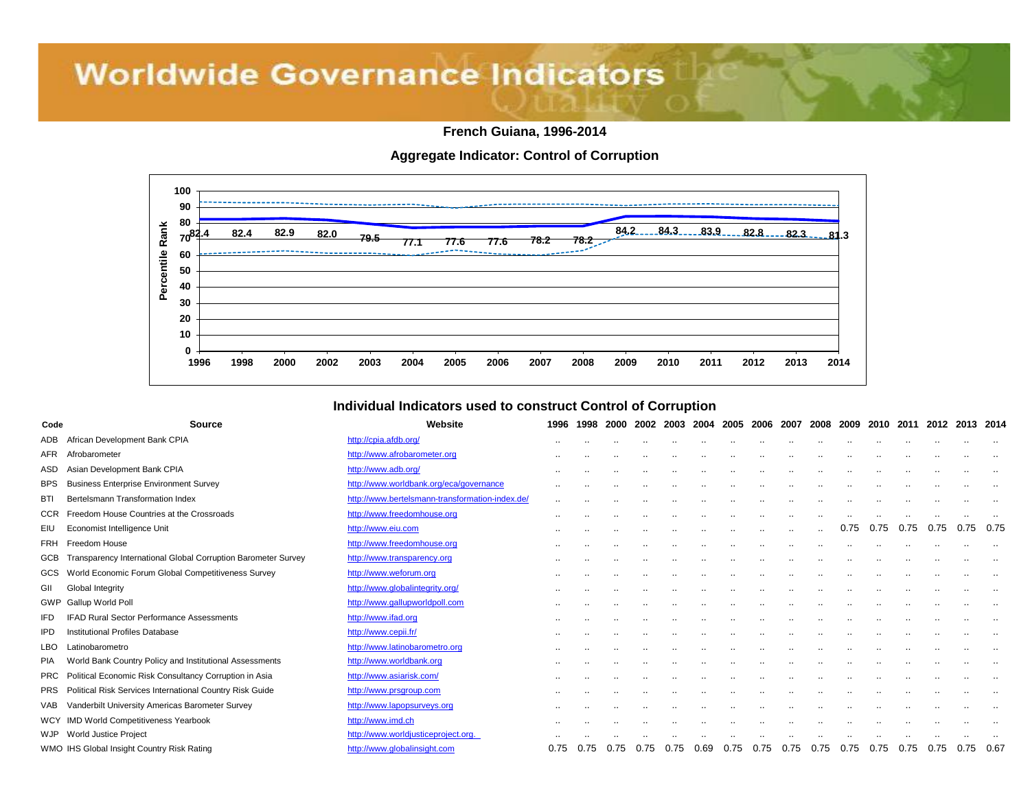# Worldwide Governance Indicators

## French Guiana, 1996-2014

### Aggregate Indicator: Control of Corruption

Percentile Rank

100
90
80
70
60
50
40
30
20
10
0

82.4 82.4 82.9 82.0 79.5 77.1 77.6 77.6 78.2 78.2 84.2 84.3 83.9 82.8 82.3 81.3

1996 1998 2000 2002 2003 2004 2005 2006 2007 2008 2009 2010 2011 2012 2013 2014

### Individual Indicators used to construct Control of Corruption

| Code | Source | Website | 1996 | 1998 | 2000 | 2002 | 2003 | 2004 | 2005 | 2006 | 2007 | 2008 | 2009 | 2010 | 2011 | 2012 | 2013 | 2014 |
|---|---|---|---|---|---|---|---|---|---|---|---|---|---|---|---|---|---|---|
| ADB | African Development Bank CPIA | http://cpia.afdb.org/ | .. | .. | .. | .. | .. | .. | .. | .. | .. | .. | .. | .. | .. | .. | .. | .. |
| AFR | Afrobarometer | http://www.afrobarometer.org | .. | .. | .. | .. | .. | .. | .. | .. | .. | .. | .. | .. | .. | .. | .. | .. |
| ASD | Asian Development Bank CPIA | http://www.adb.org/ | .. | .. | .. | .. | .. | .. | .. | .. | .. | .. | .. | .. | .. | .. | .. | .. |
| BPS | Business Enterprise Environment Survey | http://www.worldbank.org/eca/governance | .. | .. | .. | .. | .. | .. | .. | .. | .. | .. | .. | .. | .. | .. | .. | .. |
| BTI | Bertelsmann Transformation Index | http://www.bertelsmann-transformation-index.de/ | .. | .. | .. | .. | .. | .. | .. | .. | .. | .. | .. | .. | .. | .. | .. | .. |
| CCR | Freedom House Countries at the Crossroads | http://www.freedomhouse.org | .. | .. | .. | .. | .. | .. | .. | .. | .. | .. | .. | .. | .. | .. | .. | .. |
| EIU | Economist Intelligence Unit | http://www.eiu.com | .. | .. | .. | .. | .. | .. | .. | .. | .. | .. | 0.75 | 0.75 | 0.75 | 0.75 | 0.75 | 0.75 |
| FRH | Freedom House | http://www.freedomhouse.org | .. | .. | .. | .. | .. | .. | .. | .. | .. | .. | .. | .. | .. | .. | .. | .. |
| GCB | Transparency International Global Corruption Barometer Survey | http://www.transparency.org | .. | .. | .. | .. | .. | .. | .. | .. | .. | .. | .. | .. | .. | .. | .. | .. |
| GCS | World Economic Forum Global Competitiveness Survey | http://www.weforum.org | .. | .. | .. | .. | .. | .. | .. | .. | .. | .. | .. | .. | .. | .. | .. | .. |
| GII | Global Integrity | http://www.globalintegrity.org/ | .. | .. | .. | .. | .. | .. | .. | .. | .. | .. | .. | .. | .. | .. | .. | .. |
| GWP | Gallup World Poll | http://www.gallupworldpoll.com | .. | .. | .. | .. | .. | .. | .. | .. | .. | .. | .. | .. | .. | .. | .. | .. |
| IFD | IFAD Rural Sector Performance Assessments | http://www.ifad.org | .. | .. | .. | .. | .. | .. | .. | .. | .. | .. | .. | .. | .. | .. | .. | .. |
| IPD | Institutional Profiles Database | http://www.cepii.fr/ | .. | .. | .. | .. | .. | .. | .. | .. | .. | .. | .. | .. | .. | .. | .. | .. |
| LBO | Latinobarometro | http://www.latinobarometro.org | .. | .. | .. | .. | .. | .. | .. | .. | .. | .. | .. | .. | .. | .. | .. | .. |
| PIA | World Bank Country Policy and Institutional Assessments | http://www.worldbank.org | .. | .. | .. | .. | .. | .. | .. | .. | .. | .. | .. | .. | .. | .. | .. | .. |
| PRC | Political Economic Risk Consultancy Corruption in Asia | http://www.asiarisk.com/ | .. | .. | .. | .. | .. | .. | .. | .. | .. | .. | .. | .. | .. | .. | .. | .. |
| PRS | Political Risk Services International Country Risk Guide | http://www.prsgroup.com | .. | .. | .. | .. | .. | .. | .. | .. | .. | .. | .. | .. | .. | .. | .. | .. |
| VAB | Vanderbilt University Americas Barometer Survey | http://www.lapopsurveys.org | .. | .. | .. | .. | .. | .. | .. | .. | .. | .. | .. | .. | .. | .. | .. | .. |
| WCY | IMD World Competitiveness Yearbook | http://www.imd.ch | .. | .. | .. | .. | .. | .. | .. | .. | .. | .. | .. | .. | .. | .. | .. | .. |
| WJP | World Justice Project | http://www.worldjusticeproject.org. | .. | .. | .. | .. | .. | .. | .. | .. | .. | .. | .. | .. | .. | .. | .. | .. |
| WMO | IHS Global Insight Country Risk Rating | http://www.globalinsight.com | 0.75 | 0.75 | 0.75 | 0.75 | 0.75 | 0.69 | 0.75 | 0.75 | 0.75 | 0.75 | 0.75 | 0.75 | 0.75 | 0.75 | 0.75 | 0.67 |